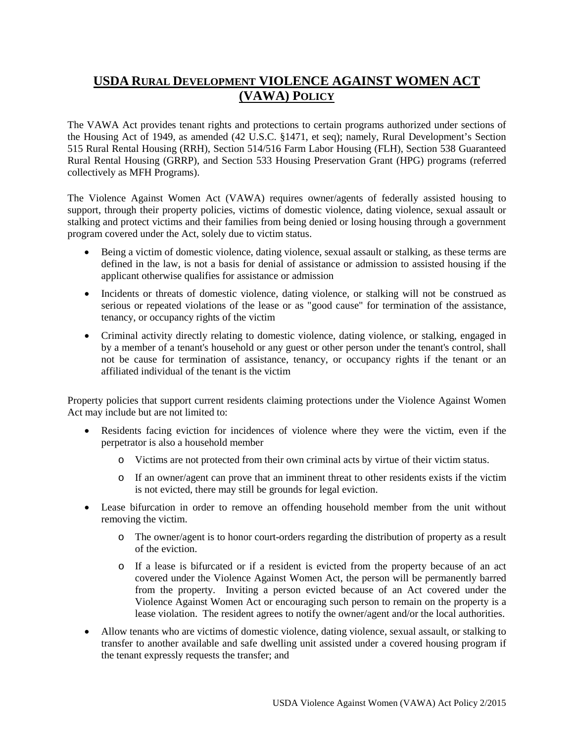# USDA Rural Development VIOLENCE AGAINST WOMEN ACT (VAWA) Policy

The VAWA Act provides tenant rights and protections to certain programs authorized under sections of the Housing Act of 1949, as amended (42 U.S.C. §1471, et seq); namely, Rural Development's Section 515 Rural Rental Housing (RRH), Section 514/516 Farm Labor Housing (FLH), Section 538 Guaranteed Rural Rental Housing (GRRP), and Section 533 Housing Preservation Grant (HPG) programs (referred collectively as MFH Programs).

The Violence Against Women Act (VAWA) requires owner/agents of federally assisted housing to support, through their property policies, victims of domestic violence, dating violence, sexual assault or stalking and protect victims and their families from being denied or losing housing through a government program covered under the Act, solely due to victim status.

- Being a victim of domestic violence, dating violence, sexual assault or stalking, as these terms are defined in the law, is not a basis for denial of assistance or admission to assisted housing if the applicant otherwise qualifies for assistance or admission
- Incidents or threats of domestic violence, dating violence, or stalking will not be construed as serious or repeated violations of the lease or as "good cause" for termination of the assistance, tenancy, or occupancy rights of the victim
- Criminal activity directly relating to domestic violence, dating violence, or stalking, engaged in by a member of a tenant's household or any guest or other person under the tenant's control, shall not be cause for termination of assistance, tenancy, or occupancy rights if the tenant or an affiliated individual of the tenant is the victim

Property policies that support current residents claiming protections under the Violence Against Women Act may include but are not limited to:

- Residents facing eviction for incidences of violence where they were the victim, even if the perpetrator is also a household member
    - Victims are not protected from their own criminal acts by virtue of their victim status.
    - If an owner/agent can prove that an imminent threat to other residents exists if the victim is not evicted, there may still be grounds for legal eviction.
- Lease bifurcation in order to remove an offending household member from the unit without removing the victim.
    - The owner/agent is to honor court-orders regarding the distribution of property as a result of the eviction.
    - If a lease is bifurcated or if a resident is evicted from the property because of an act covered under the Violence Against Women Act, the person will be permanently barred from the property. Inviting a person evicted because of an Act covered under the Violence Against Women Act or encouraging such person to remain on the property is a lease violation. The resident agrees to notify the owner/agent and/or the local authorities.
- Allow tenants who are victims of domestic violence, dating violence, sexual assault, or stalking to transfer to another available and safe dwelling unit assisted under a covered housing program if the tenant expressly requests the transfer; and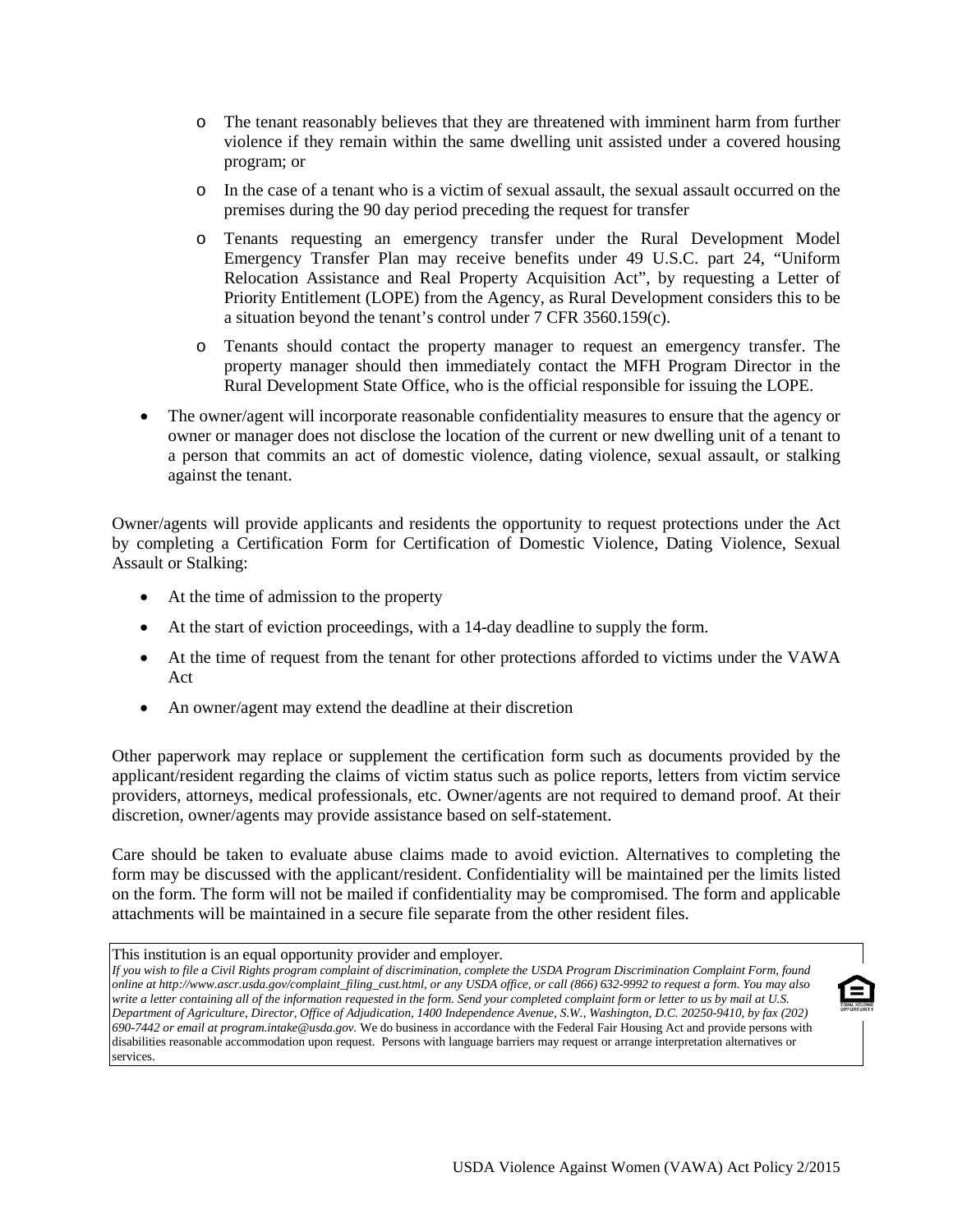- The tenant reasonably believes that they are threatened with imminent harm from further violence if they remain within the same dwelling unit assisted under a covered housing program; or
  - In the case of a tenant who is a victim of sexual assault, the sexual assault occurred on the premises during the 90 day period preceding the request for transfer
  - Tenants requesting an emergency transfer under the Rural Development Model Emergency Transfer Plan may receive benefits under 49 U.S.C. part 24, "Uniform Relocation Assistance and Real Property Acquisition Act", by requesting a Letter of Priority Entitlement (LOPE) from the Agency, as Rural Development considers this to be a situation beyond the tenant's control under 7 CFR 3560.159(c).
  - Tenants should contact the property manager to request an emergency transfer. The property manager should then immediately contact the MFH Program Director in the Rural Development State Office, who is the official responsible for issuing the LOPE.
- The owner/agent will incorporate reasonable confidentiality measures to ensure that the agency or owner or manager does not disclose the location of the current or new dwelling unit of a tenant to a person that commits an act of domestic violence, dating violence, sexual assault, or stalking against the tenant.

Owner/agents will provide applicants and residents the opportunity to request protections under the Act by completing a Certification Form for Certification of Domestic Violence, Dating Violence, Sexual Assault or Stalking:

- At the time of admission to the property
- At the start of eviction proceedings, with a 14-day deadline to supply the form.
- At the time of request from the tenant for other protections afforded to victims under the VAWA Act
- An owner/agent may extend the deadline at their discretion

Other paperwork may replace or supplement the certification form such as documents provided by the applicant/resident regarding the claims of victim status such as police reports, letters from victim service providers, attorneys, medical professionals, etc. Owner/agents are not required to demand proof. At their discretion, owner/agents may provide assistance based on self-statement.

Care should be taken to evaluate abuse claims made to avoid eviction. Alternatives to completing the form may be discussed with the applicant/resident. Confidentiality will be maintained per the limits listed on the form. The form will not be mailed if confidentiality may be compromised. The form and applicable attachments will be maintained in a secure file separate from the other resident files.

This institution is an equal opportunity provider and employer.
*If you wish to file a Civil Rights program complaint of discrimination, complete the USDA Program Discrimination Complaint Form, found online at http://www.ascr.usda.gov/complaint_filing_cust.html, or any USDA office, or call (866) 632-9992 to request a form. You may also write a letter containing all of the information requested in the form. Send your completed complaint form or letter to us by mail at U.S. Department of Agriculture, Director, Office of Adjudication, 1400 Independence Avenue, S.W., Washington, D.C. 20250-9410, by fax (202) 690-7442 or email at program.intake@usda.gov.* We do business in accordance with the Federal Fair Housing Act and provide persons with disabilities reasonable accommodation upon request. Persons with language barriers may request or arrange interpretation alternatives or services.